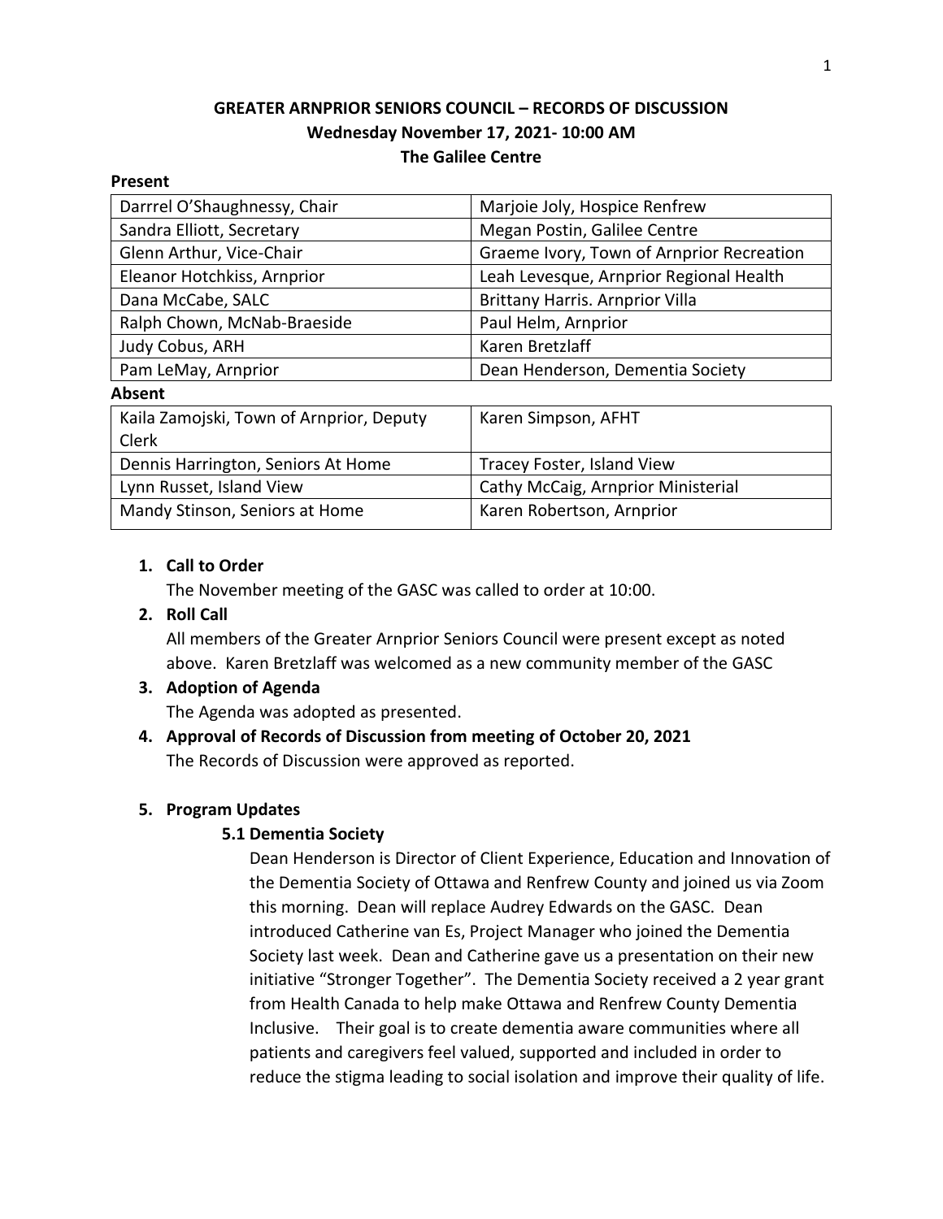**GREATER ARNPRIOR SENIORS COUNCIL – RECORDS OF DISCUSSION**
**Wednesday November 17, 2021- 10:00 AM**
**The Galilee Centre**

**Present**

| | |
|---|---|
| Darrrel O'Shaughnessy, Chair | Marjoie Joly, Hospice Renfrew |
| Sandra Elliott, Secretary | Megan Postin, Galilee Centre |
| Glenn Arthur, Vice-Chair | Graeme Ivory, Town of Arnprior Recreation |
| Eleanor Hotchkiss, Arnprior | Leah Levesque, Arnprior Regional Health |
| Dana McCabe, SALC | Brittany Harris. Arnprior Villa |
| Ralph Chown, McNab-Braeside | Paul Helm, Arnprior |
| Judy Cobus, ARH | Karen Bretzlaff |
| Pam LeMay, Arnprior | Dean Henderson, Dementia Society |

**Absent**

| | |
|---|---|
| Kaila Zamojski, Town of Arnprior, Deputy Clerk | Karen Simpson, AFHT |
| Dennis Harrington, Seniors At Home | Tracey Foster, Island View |
| Lynn Russet, Island View | Cathy McCaig, Arnprior Ministerial |
| Mandy Stinson, Seniors at Home | Karen Robertson, Arnprior |

1. **Call to Order**
   The November meeting of the GASC was called to order at 10:00.
2. **Roll Call**
   All members of the Greater Arnprior Seniors Council were present except as noted above. Karen Bretzlaff was welcomed as a new community member of the GASC
3. **Adoption of Agenda**
   The Agenda was adopted as presented.
4. **Approval of Records of Discussion from meeting of October 20, 2021**
   The Records of Discussion were approved as reported.

5. **Program Updates**

   **5.1 Dementia Society**

   Dean Henderson is Director of Client Experience, Education and Innovation of the Dementia Society of Ottawa and Renfrew County and joined us via Zoom this morning. Dean will replace Audrey Edwards on the GASC. Dean introduced Catherine van Es, Project Manager who joined the Dementia Society last week. Dean and Catherine gave us a presentation on their new initiative "Stronger Together". The Dementia Society received a 2 year grant from Health Canada to help make Ottawa and Renfrew County Dementia Inclusive. Their goal is to create dementia aware communities where all patients and caregivers feel valued, supported and included in order to reduce the stigma leading to social isolation and improve their quality of life.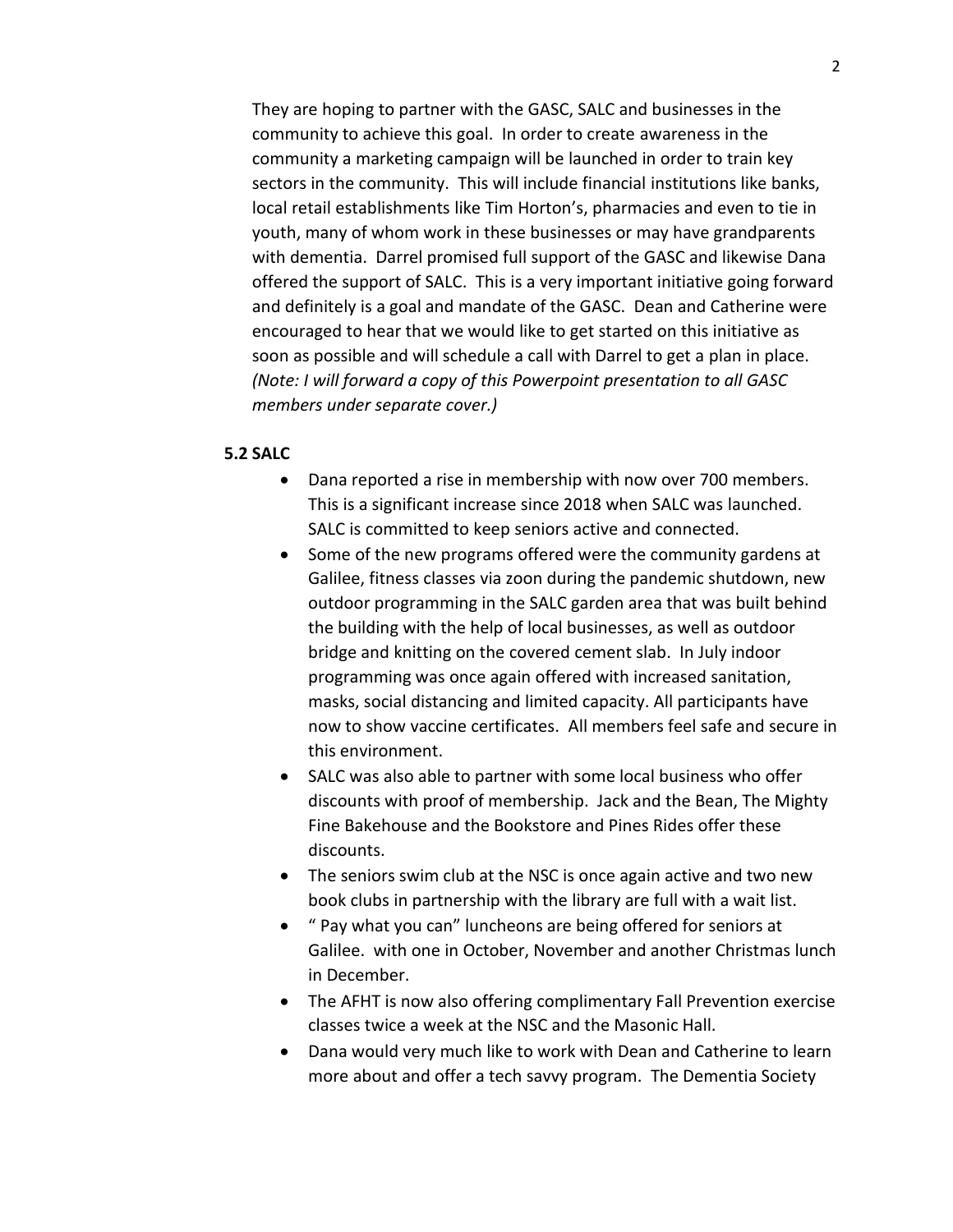They are hoping to partner with the GASC, SALC and businesses in the community to achieve this goal. In order to create awareness in the community a marketing campaign will be launched in order to train key sectors in the community. This will include financial institutions like banks, local retail establishments like Tim Horton's, pharmacies and even to tie in youth, many of whom work in these businesses or may have grandparents with dementia. Darrel promised full support of the GASC and likewise Dana offered the support of SALC. This is a very important initiative going forward and definitely is a goal and mandate of the GASC. Dean and Catherine were encouraged to hear that we would like to get started on this initiative as soon as possible and will schedule a call with Darrel to get a plan in place. *(Note: I will forward a copy of this Powerpoint presentation to all GASC members under separate cover.)*

**5.2 SALC**

- Dana reported a rise in membership with now over 700 members. This is a significant increase since 2018 when SALC was launched. SALC is committed to keep seniors active and connected.
- Some of the new programs offered were the community gardens at Galilee, fitness classes via zoon during the pandemic shutdown, new outdoor programming in the SALC garden area that was built behind the building with the help of local businesses, as well as outdoor bridge and knitting on the covered cement slab. In July indoor programming was once again offered with increased sanitation, masks, social distancing and limited capacity. All participants have now to show vaccine certificates. All members feel safe and secure in this environment.
- SALC was also able to partner with some local business who offer discounts with proof of membership. Jack and the Bean, The Mighty Fine Bakehouse and the Bookstore and Pines Rides offer these discounts.
- The seniors swim club at the NSC is once again active and two new book clubs in partnership with the library are full with a wait list.
- " Pay what you can" luncheons are being offered for seniors at Galilee. with one in October, November and another Christmas lunch in December.
- The AFHT is now also offering complimentary Fall Prevention exercise classes twice a week at the NSC and the Masonic Hall.
- Dana would very much like to work with Dean and Catherine to learn more about and offer a tech savvy program. The Dementia Society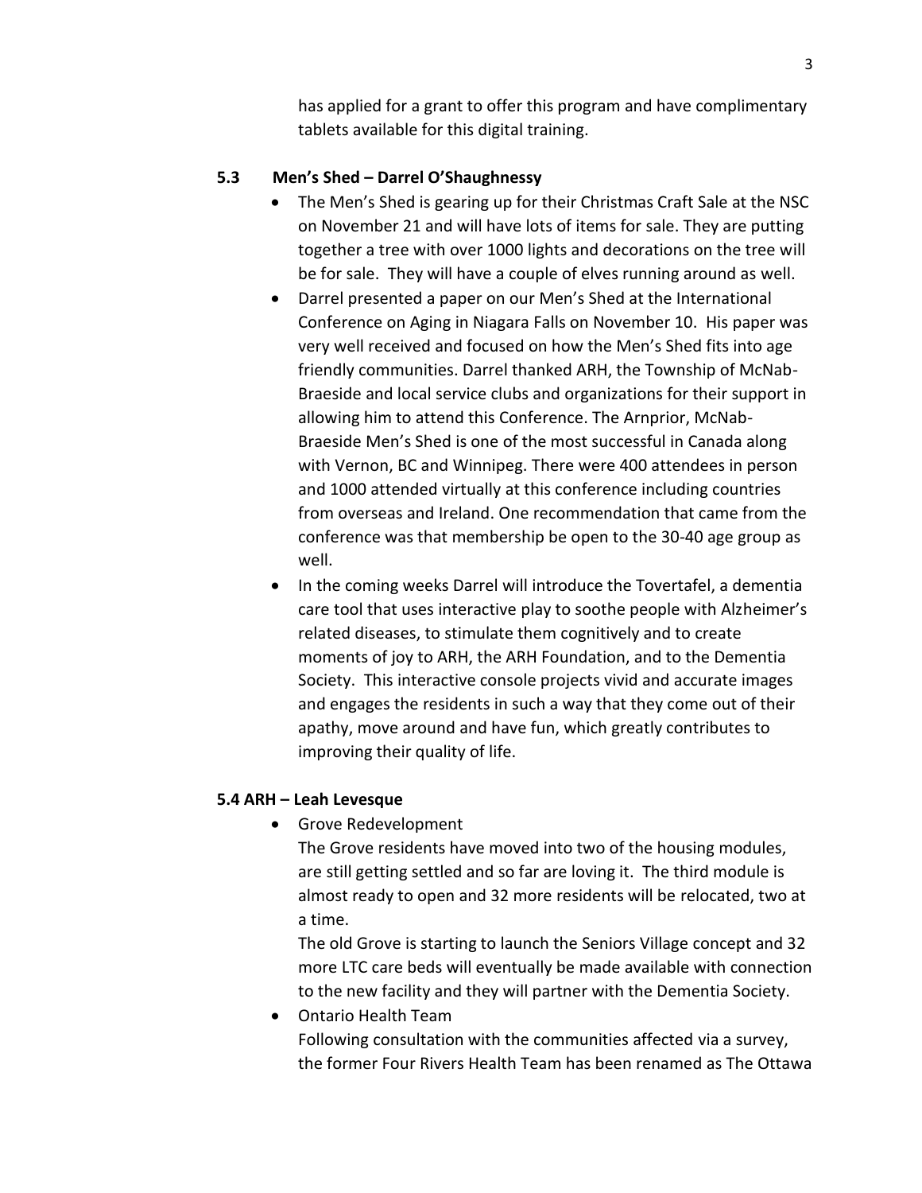has applied for a grant to offer this program and have complimentary tablets available for this digital training.

### 5.3 Men's Shed – Darrel O'Shaughnessy

- The Men's Shed is gearing up for their Christmas Craft Sale at the NSC on November 21 and will have lots of items for sale. They are putting together a tree with over 1000 lights and decorations on the tree will be for sale. They will have a couple of elves running around as well.
- Darrel presented a paper on our Men's Shed at the International Conference on Aging in Niagara Falls on November 10. His paper was very well received and focused on how the Men's Shed fits into age friendly communities. Darrel thanked ARH, the Township of McNab-Braeside and local service clubs and organizations for their support in allowing him to attend this Conference. The Arnprior, McNab-Braeside Men's Shed is one of the most successful in Canada along with Vernon, BC and Winnipeg. There were 400 attendees in person and 1000 attended virtually at this conference including countries from overseas and Ireland. One recommendation that came from the conference was that membership be open to the 30-40 age group as well.
- In the coming weeks Darrel will introduce the Tovertafel, a dementia care tool that uses interactive play to soothe people with Alzheimer's related diseases, to stimulate them cognitively and to create moments of joy to ARH, the ARH Foundation, and to the Dementia Society. This interactive console projects vivid and accurate images and engages the residents in such a way that they come out of their apathy, move around and have fun, which greatly contributes to improving their quality of life.

### 5.4 ARH – Leah Levesque

- Grove Redevelopment

  The Grove residents have moved into two of the housing modules, are still getting settled and so far are loving it. The third module is almost ready to open and 32 more residents will be relocated, two at a time.

  The old Grove is starting to launch the Seniors Village concept and 32 more LTC care beds will eventually be made available with connection to the new facility and they will partner with the Dementia Society.
- Ontario Health Team

  Following consultation with the communities affected via a survey, the former Four Rivers Health Team has been renamed as The Ottawa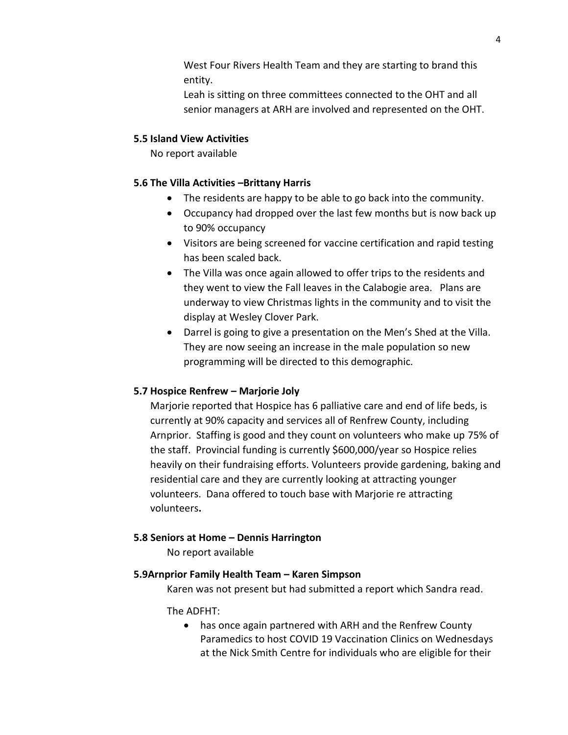West Four Rivers Health Team and they are starting to brand this entity.

Leah is sitting on three committees connected to the OHT and all senior managers at ARH are involved and represented on the OHT.

**5.5 Island View Activities**

No report available

**5.6 The Villa Activities –Brittany Harris**

- The residents are happy to be able to go back into the community.
- Occupancy had dropped over the last few months but is now back up to 90% occupancy
- Visitors are being screened for vaccine certification and rapid testing has been scaled back.
- The Villa was once again allowed to offer trips to the residents and they went to view the Fall leaves in the Calabogie area. Plans are underway to view Christmas lights in the community and to visit the display at Wesley Clover Park.
- Darrel is going to give a presentation on the Men's Shed at the Villa. They are now seeing an increase in the male population so new programming will be directed to this demographic.

**5.7 Hospice Renfrew – Marjorie Joly**

Marjorie reported that Hospice has 6 palliative care and end of life beds, is currently at 90% capacity and services all of Renfrew County, including Arnprior. Staffing is good and they count on volunteers who make up 75% of the staff. Provincial funding is currently $600,000/year so Hospice relies heavily on their fundraising efforts. Volunteers provide gardening, baking and residential care and they are currently looking at attracting younger volunteers. Dana offered to touch base with Marjorie re attracting volunteers**.**

**5.8 Seniors at Home – Dennis Harrington**

No report available

**5.9Arnprior Family Health Team – Karen Simpson**

Karen was not present but had submitted a report which Sandra read.

The ADFHT:

- has once again partnered with ARH and the Renfrew County Paramedics to host COVID 19 Vaccination Clinics on Wednesdays at the Nick Smith Centre for individuals who are eligible for their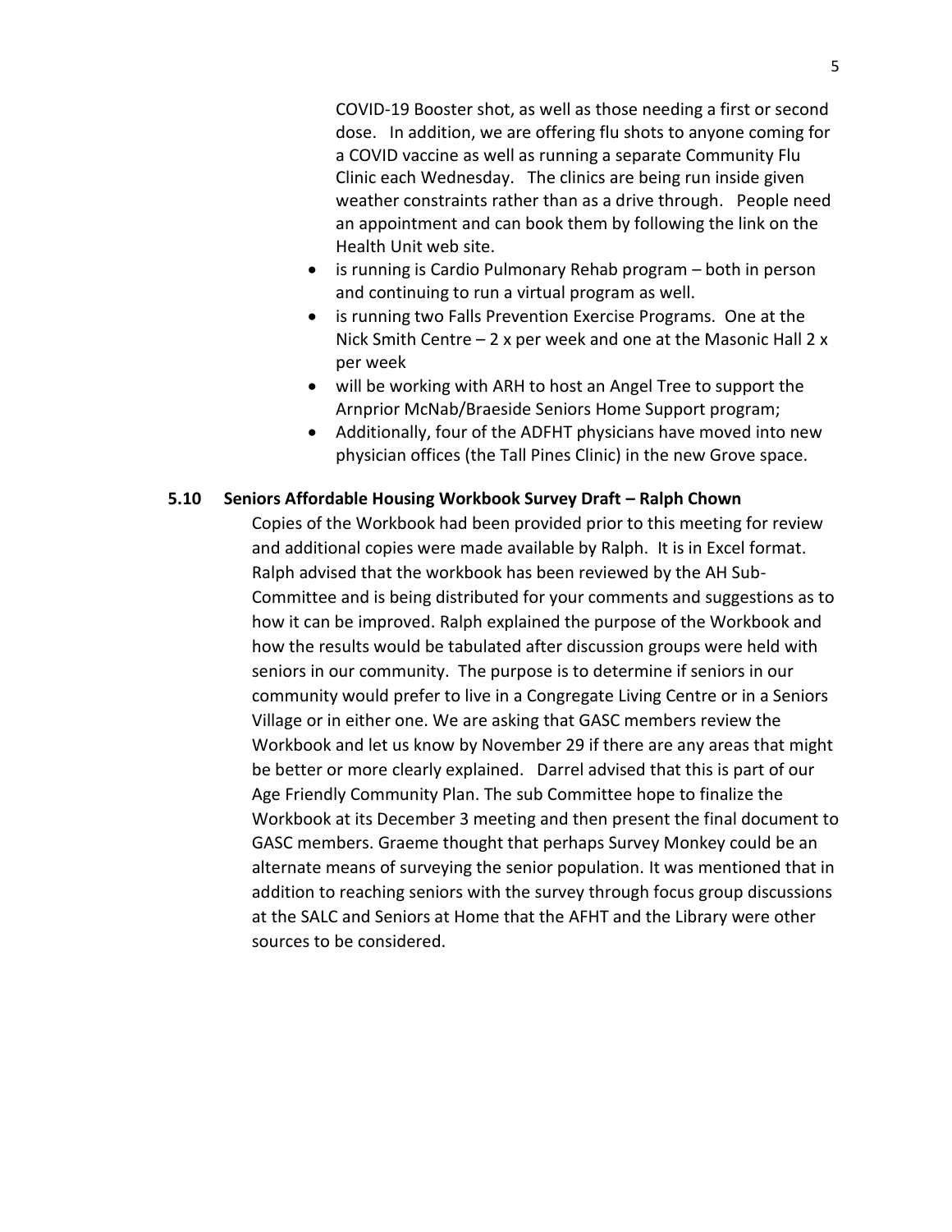COVID-19 Booster shot, as well as those needing a first or second dose. In addition, we are offering flu shots to anyone coming for a COVID vaccine as well as running a separate Community Flu Clinic each Wednesday. The clinics are being run inside given weather constraints rather than as a drive through. People need an appointment and can book them by following the link on the Health Unit web site.

- is running is Cardio Pulmonary Rehab program – both in person and continuing to run a virtual program as well.
- is running two Falls Prevention Exercise Programs. One at the Nick Smith Centre – 2 x per week and one at the Masonic Hall 2 x per week
- will be working with ARH to host an Angel Tree to support the Arnprior McNab/Braeside Seniors Home Support program;
- Additionally, four of the ADFHT physicians have moved into new physician offices (the Tall Pines Clinic) in the new Grove space.

**5.10 Seniors Affordable Housing Workbook Survey Draft – Ralph Chown**

Copies of the Workbook had been provided prior to this meeting for review and additional copies were made available by Ralph. It is in Excel format. Ralph advised that the workbook has been reviewed by the AH Sub-Committee and is being distributed for your comments and suggestions as to how it can be improved. Ralph explained the purpose of the Workbook and how the results would be tabulated after discussion groups were held with seniors in our community. The purpose is to determine if seniors in our community would prefer to live in a Congregate Living Centre or in a Seniors Village or in either one. We are asking that GASC members review the Workbook and let us know by November 29 if there are any areas that might be better or more clearly explained. Darrel advised that this is part of our Age Friendly Community Plan. The sub Committee hope to finalize the Workbook at its December 3 meeting and then present the final document to GASC members. Graeme thought that perhaps Survey Monkey could be an alternate means of surveying the senior population. It was mentioned that in addition to reaching seniors with the survey through focus group discussions at the SALC and Seniors at Home that the AFHT and the Library were other sources to be considered.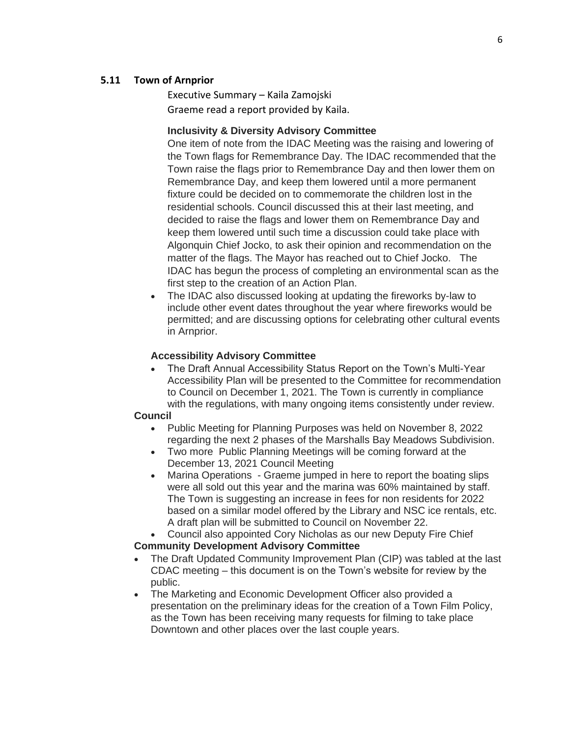## 5.11 Town of Arnprior

Executive Summary – Kaila Zamojski

Graeme read a report provided by Kaila.

**Inclusivity & Diversity Advisory Committee**

One item of note from the IDAC Meeting was the raising and lowering of the Town flags for Remembrance Day. The IDAC recommended that the Town raise the flags prior to Remembrance Day and then lower them on Remembrance Day, and keep them lowered until a more permanent fixture could be decided on to commemorate the children lost in the residential schools. Council discussed this at their last meeting, and decided to raise the flags and lower them on Remembrance Day and keep them lowered until such time a discussion could take place with Algonquin Chief Jocko, to ask their opinion and recommendation on the matter of the flags. The Mayor has reached out to Chief Jocko. The IDAC has begun the process of completing an environmental scan as the first step to the creation of an Action Plan.

- The IDAC also discussed looking at updating the fireworks by-law to include other event dates throughout the year where fireworks would be permitted; and are discussing options for celebrating other cultural events in Arnprior.

**Accessibility Advisory Committee**

- The Draft Annual Accessibility Status Report on the Town's Multi-Year Accessibility Plan will be presented to the Committee for recommendation to Council on December 1, 2021. The Town is currently in compliance with the regulations, with many ongoing items consistently under review.

**Council**

- Public Meeting for Planning Purposes was held on November 8, 2022 regarding the next 2 phases of the Marshalls Bay Meadows Subdivision.
- Two more Public Planning Meetings will be coming forward at the December 13, 2021 Council Meeting
- Marina Operations - Graeme jumped in here to report the boating slips were all sold out this year and the marina was 60% maintained by staff. The Town is suggesting an increase in fees for non residents for 2022 based on a similar model offered by the Library and NSC ice rentals, etc. A draft plan will be submitted to Council on November 22.
- Council also appointed Cory Nicholas as our new Deputy Fire Chief

**Community Development Advisory Committee**

- The Draft Updated Community Improvement Plan (CIP) was tabled at the last CDAC meeting – this document is on the Town's website for review by the public.
- The Marketing and Economic Development Officer also provided a presentation on the preliminary ideas for the creation of a Town Film Policy, as the Town has been receiving many requests for filming to take place Downtown and other places over the last couple years.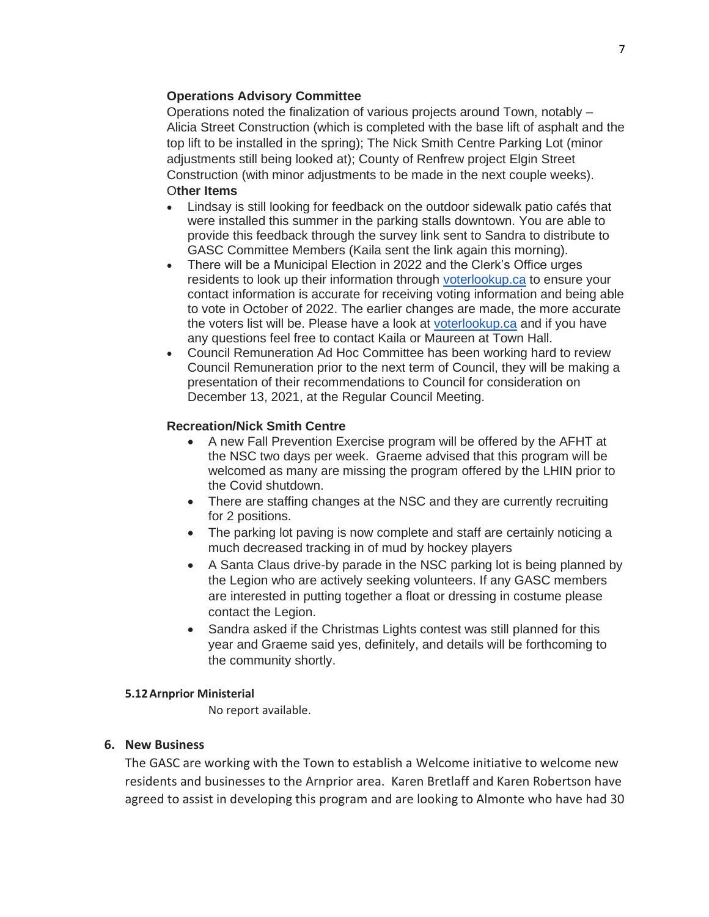**Operations Advisory Committee**

Operations noted the finalization of various projects around Town, notably – Alicia Street Construction (which is completed with the base lift of asphalt and the top lift to be installed in the spring); The Nick Smith Centre Parking Lot (minor adjustments still being looked at); County of Renfrew project Elgin Street Construction (with minor adjustments to be made in the next couple weeks).

**Other Items**

- Lindsay is still looking for feedback on the outdoor sidewalk patio cafés that were installed this summer in the parking stalls downtown. You are able to provide this feedback through the survey link sent to Sandra to distribute to GASC Committee Members (Kaila sent the link again this morning).
- There will be a Municipal Election in 2022 and the Clerk's Office urges residents to look up their information through [voterlookup.ca](voterlookup.ca) to ensure your contact information is accurate for receiving voting information and being able to vote in October of 2022. The earlier changes are made, the more accurate the voters list will be. Please have a look at [voterlookup.ca](voterlookup.ca) and if you have any questions feel free to contact Kaila or Maureen at Town Hall.
- Council Remuneration Ad Hoc Committee has been working hard to review Council Remuneration prior to the next term of Council, they will be making a presentation of their recommendations to Council for consideration on December 13, 2021, at the Regular Council Meeting.

**Recreation/Nick Smith Centre**

- A new Fall Prevention Exercise program will be offered by the AFHT at the NSC two days per week. Graeme advised that this program will be welcomed as many are missing the program offered by the LHIN prior to the Covid shutdown.
- There are staffing changes at the NSC and they are currently recruiting for 2 positions.
- The parking lot paving is now complete and staff are certainly noticing a much decreased tracking in of mud by hockey players
- A Santa Claus drive-by parade in the NSC parking lot is being planned by the Legion who are actively seeking volunteers. If any GASC members are interested in putting together a float or dressing in costume please contact the Legion.
- Sandra asked if the Christmas Lights contest was still planned for this year and Graeme said yes, definitely, and details will be forthcoming to the community shortly.

#### 5.12 Arnprior Ministerial

No report available.

### 6. New Business

The GASC are working with the Town to establish a Welcome initiative to welcome new residents and businesses to the Arnprior area. Karen Bretlaff and Karen Robertson have agreed to assist in developing this program and are looking to Almonte who have had 30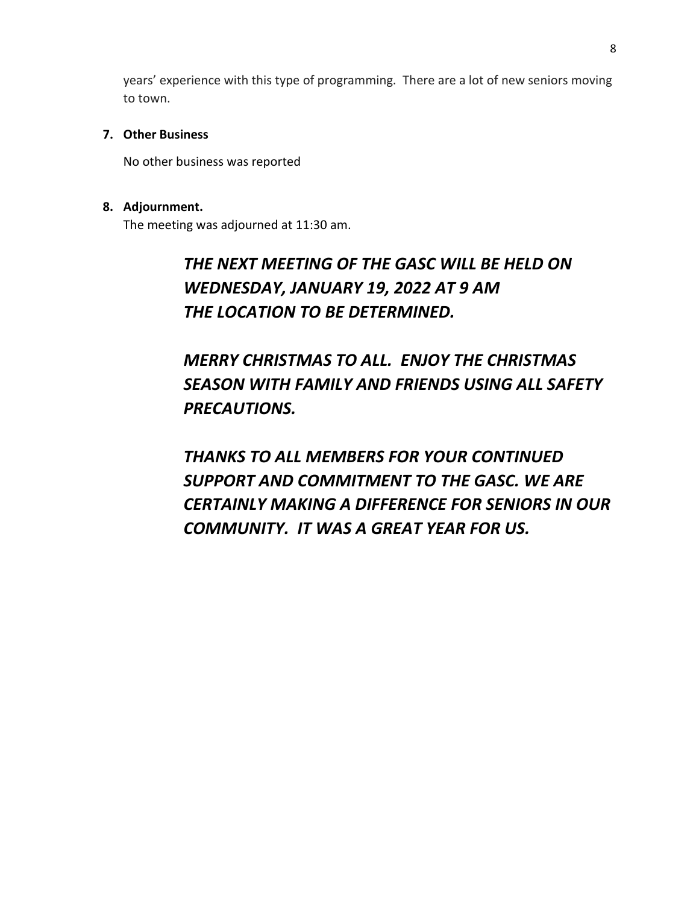years' experience with this type of programming. There are a lot of new seniors moving to town.

**7. Other Business**

No other business was reported

**8. Adjournment.**

The meeting was adjourned at 11:30 am.

***THE NEXT MEETING OF THE GASC WILL BE HELD ON WEDNESDAY, JANUARY 19, 2022 AT 9 AM THE LOCATION TO BE DETERMINED.***

***MERRY CHRISTMAS TO ALL. ENJOY THE CHRISTMAS SEASON WITH FAMILY AND FRIENDS USING ALL SAFETY PRECAUTIONS.***

***THANKS TO ALL MEMBERS FOR YOUR CONTINUED SUPPORT AND COMMITMENT TO THE GASC. WE ARE CERTAINLY MAKING A DIFFERENCE FOR SENIORS IN OUR COMMUNITY. IT WAS A GREAT YEAR FOR US.***